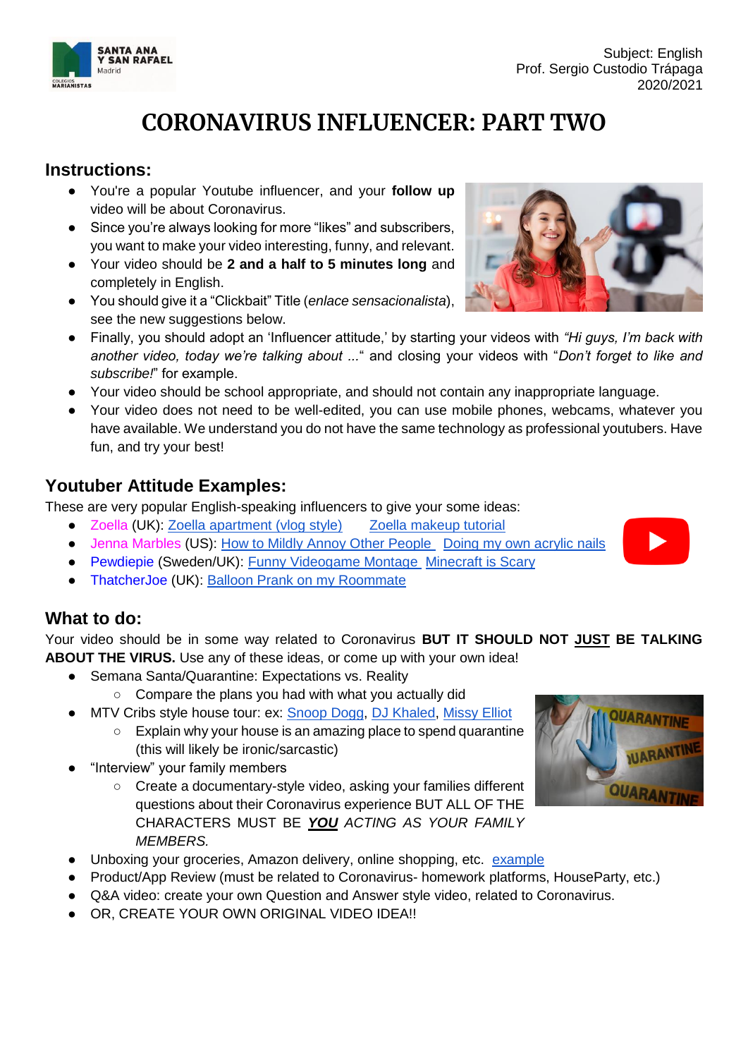SANTA ANA Y SAN RAFAEL Madrid
COLEGIOS MARIANISTAS

Subject: English
Prof. Sergio Custodio Trápaga
2020/2021

# CORONAVIRUS INFLUENCER: PART TWO

## Instructions:

- You're a popular Youtube influencer, and your **follow up** video will be about Coronavirus.
- Since you're always looking for more "likes" and subscribers, you want to make your video interesting, funny, and relevant.
- Your video should be **2 and a half to 5 minutes long** and completely in English.
- You should give it a "Clickbait" Title (*enlace sensacionalista*), see the new suggestions below.
- Finally, you should adopt an 'Influencer attitude,' by starting your videos with *"Hi guys, I'm back with another video, today we're talking about ...*" and closing your videos with "*Don't forget to like and subscribe!*" for example.
- Your video should be school appropriate, and should not contain any inappropriate language.
- Your video does not need to be well-edited, you can use mobile phones, webcams, whatever you have available. We understand you do not have the same technology as professional youtubers. Have fun, and try your best!

## Youtuber Attitude Examples:

These are very popular English-speaking influencers to give your some ideas:

- Zoella (UK): Zoella apartment (vlog style) Zoella makeup tutorial
- Jenna Marbles (US): How to Mildly Annoy Other People Doing my own acrylic nails
- Pewdiepie (Sweden/UK): Funny Videogame Montage Minecraft is Scary
- ThatcherJoe (UK): Balloon Prank on my Roommate

## What to do:

Your video should be in some way related to Coronavirus **BUT IT SHOULD NOT JUST BE TALKING ABOUT THE VIRUS.** Use any of these ideas, or come up with your own idea!

- Semana Santa/Quarantine: Expectations vs. Reality
  - Compare the plans you had with what you actually did
- MTV Cribs style house tour: ex: Snoop Dogg, DJ Khaled, Missy Elliot
  - Explain why your house is an amazing place to spend quarantine (this will likely be ironic/sarcastic)
- "Interview" your family members
  - Create a documentary-style video, asking your families different questions about their Coronavirus experience BUT ALL OF THE CHARACTERS MUST BE ***YOU*** *ACTING AS YOUR FAMILY MEMBERS.*
- Unboxing your groceries, Amazon delivery, online shopping, etc. example
- Product/App Review (must be related to Coronavirus- homework platforms, HouseParty, etc.)
- Q&A video: create your own Question and Answer style video, related to Coronavirus.
- OR, CREATE YOUR OWN ORIGINAL VIDEO IDEA!!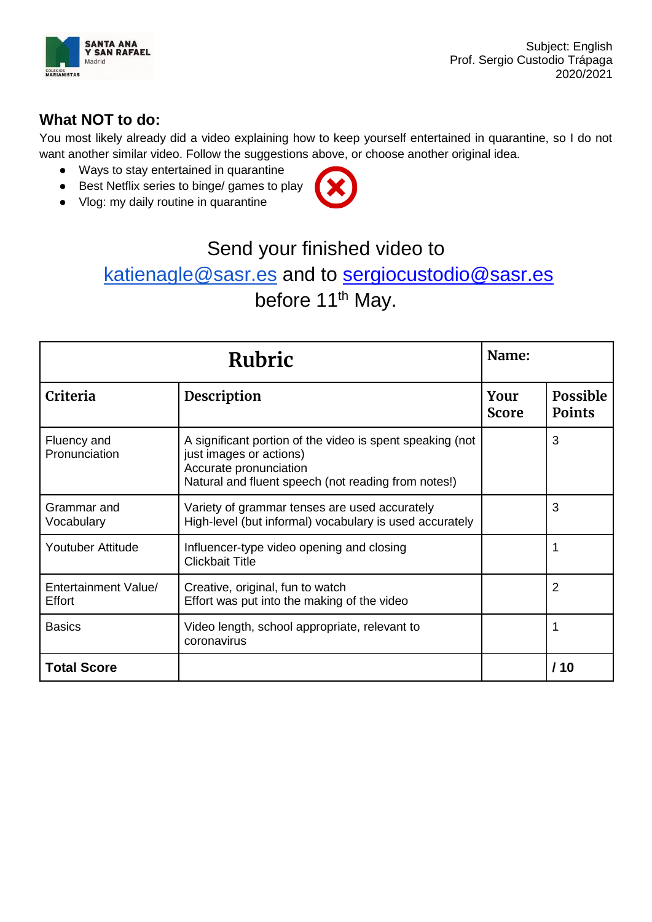Subject: English
Prof. Sergio Custodio Trápaga
2020/2021

### What NOT to do:

You most likely already did a video explaining how to keep yourself entertained in quarantine, so I do not want another similar video. Follow the suggestions above, or choose another original idea.

- Ways to stay entertained in quarantine
- Best Netflix series to binge/ games to play
- Vlog: my daily routine in quarantine

Send your finished video to
katienagle@sasr.es and to sergiocustodio@sasr.es
before 11th May.

| Rubric | | Name: | |
|---|---|---|---|
| **Criteria** | **Description** | **Your Score** | **Possible Points** |
| Fluency and Pronunciation | A significant portion of the video is spent speaking (not just images or actions)<br>Accurate pronunciation<br>Natural and fluent speech (not reading from notes!) | | 3 |
| Grammar and Vocabulary | Variety of grammar tenses are used accurately<br>High-level (but informal) vocabulary is used accurately | | 3 |
| Youtuber Attitude | Influencer-type video opening and closing<br>Clickbait Title | | 1 |
| Entertainment Value/ Effort | Creative, original, fun to watch<br>Effort was put into the making of the video | | 2 |
| Basics | Video length, school appropriate, relevant to coronavirus | | 1 |
| **Total Score** | | | **/ 10** |